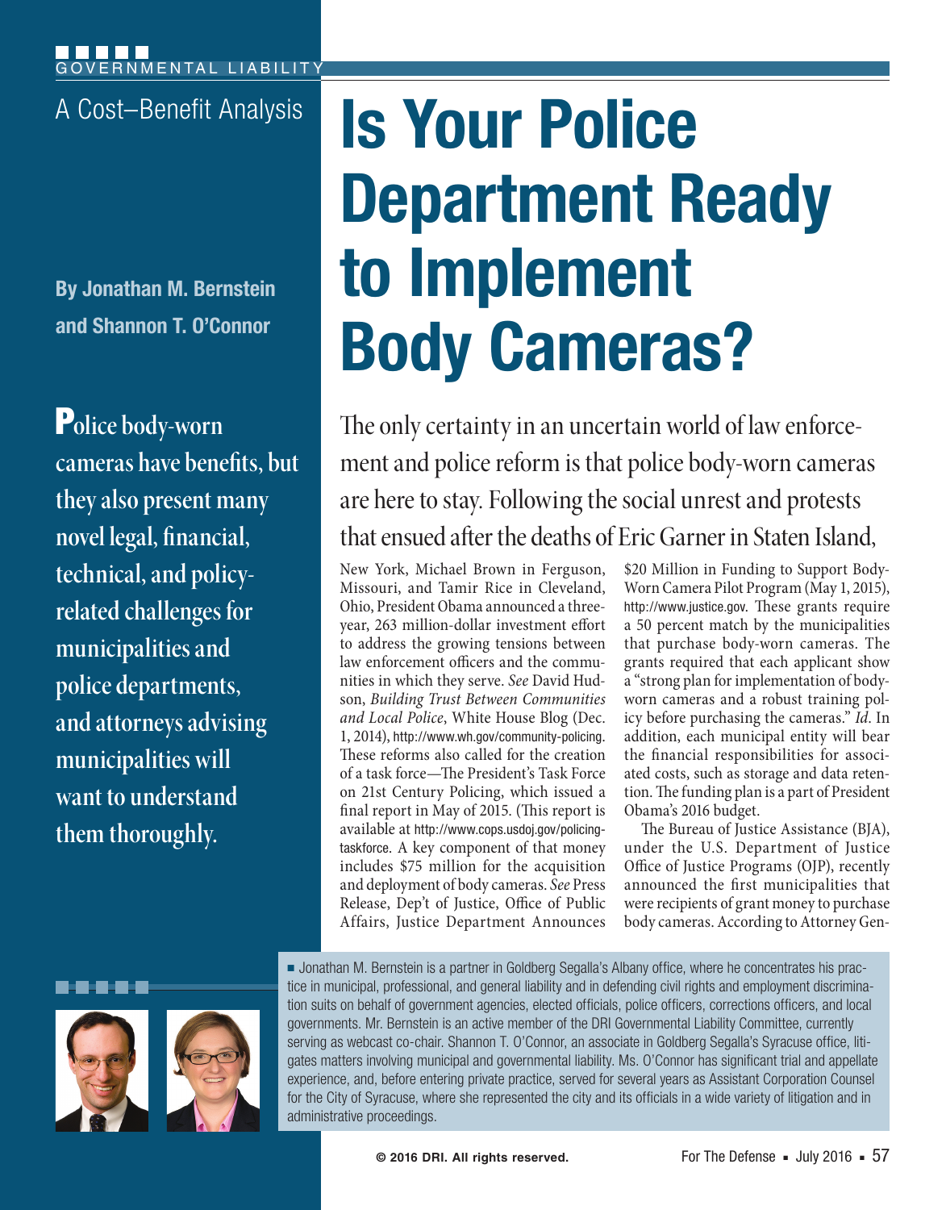GOVERNMENTAL LIABILITY

A Cost–Benefit Analysis

# Is Your Police Department Ready to Implement Body Cameras?

By Jonathan M. Bernstein and Shannon T. O'Connor

**Police body-worn cameras have benefits, but they also present many novel legal, financial, technical, and policy-related challenges for municipalities and police departments, and attorneys advising municipalities will want to understand them thoroughly.**

The only certainty in an uncertain world of law enforcement and police reform is that police body-worn cameras are here to stay. Following the social unrest and protests that ensued after the deaths of Eric Garner in Staten Island, New York, Michael Brown in Ferguson, Missouri, and Tamir Rice in Cleveland, Ohio, President Obama announced a three-year, 263 million-dollar investment effort to address the growing tensions between law enforcement officers and the communities in which they serve. *See* David Hudson, *Building Trust Between Communities and Local Police*, White House Blog (Dec. 1, 2014), http://www.wh.gov/community-policing. These reforms also called for the creation of a task force—The President's Task Force on 21st Century Policing, which issued a final report in May of 2015. (This report is available at http://www.cops.usdoj.gov/policingtaskforce. A key component of that money includes $75 million for the acquisition and deployment of body cameras. *See* Press Release, Dep't of Justice, Office of Public Affairs, Justice Department Announces $20 Million in Funding to Support Body-Worn Camera Pilot Program (May 1, 2015), http://www.justice.gov. These grants require a 50 percent match by the municipalities that purchase body-worn cameras. The grants required that each applicant show a "strong plan for implementation of body-worn cameras and a robust training policy before purchasing the cameras." *Id*. In addition, each municipal entity will bear the financial responsibilities for associated costs, such as storage and data retention. The funding plan is a part of President Obama's 2016 budget.

The Bureau of Justice Assistance (BJA), under the U.S. Department of Justice Office of Justice Programs (OJP), recently announced the first municipalities that were recipients of grant money to purchase body cameras. According to Attorney Gen-

■ Jonathan M. Bernstein is a partner in Goldberg Segalla's Albany office, where he concentrates his practice in municipal, professional, and general liability and in defending civil rights and employment discrimination suits on behalf of government agencies, elected officials, police officers, corrections officers, and local governments. Mr. Bernstein is an active member of the DRI Governmental Liability Committee, currently serving as webcast co-chair. Shannon T. O'Connor, an associate in Goldberg Segalla's Syracuse office, litigates matters involving municipal and governmental liability. Ms. O'Connor has significant trial and appellate experience, and, before entering private practice, served for several years as Assistant Corporation Counsel for the City of Syracuse, where she represented the city and its officials in a wide variety of litigation and in administrative proceedings.

© 2016 DRI. All rights reserved.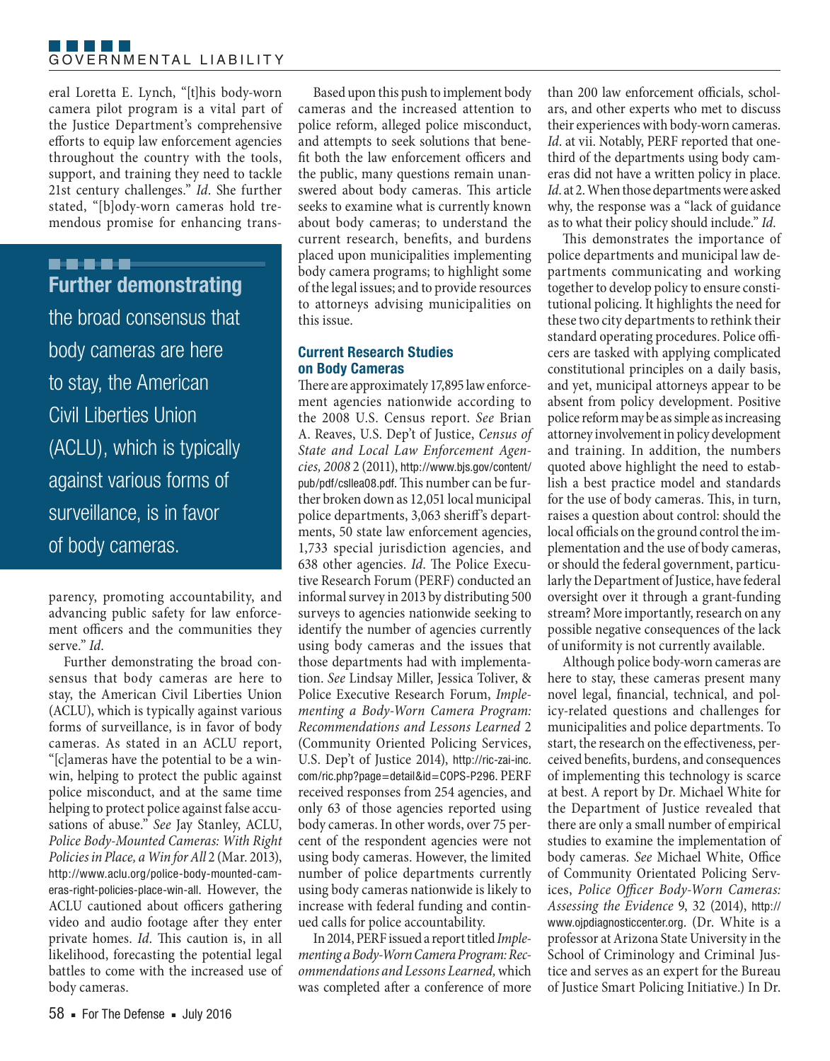eral Loretta E. Lynch, "[t]his body-worn camera pilot program is a vital part of the Justice Department's comprehensive efforts to equip law enforcement agencies throughout the country with the tools, support, and training they need to tackle 21st century challenges." *Id*. She further stated, "[b]ody-worn cameras hold tremendous promise for enhancing transparency, promoting accountability, and advancing public safety for law enforcement officers and the communities they serve." *Id*.

> **Further demonstrating** the broad consensus that body cameras are here to stay, the American Civil Liberties Union (ACLU), which is typically against various forms of surveillance, is in favor of body cameras.

Further demonstrating the broad consensus that body cameras are here to stay, the American Civil Liberties Union (ACLU), which is typically against various forms of surveillance, is in favor of body cameras. As stated in an ACLU report, "[c]ameras have the potential to be a win-win, helping to protect the public against police misconduct, and at the same time helping to protect police against false accusations of abuse." *See* Jay Stanley, ACLU, *Police Body-Mounted Cameras: With Right Policies in Place, a Win for All* 2 (Mar. 2013), http://www.aclu.org/police-body-mounted-cameras-right-policies-place-win-all. However, the ACLU cautioned about officers gathering video and audio footage after they enter private homes. *Id*. This caution is, in all likelihood, forecasting the potential legal battles to come with the increased use of body cameras.

Based upon this push to implement body cameras and the increased attention to police reform, alleged police misconduct, and attempts to seek solutions that benefit both the law enforcement officers and the public, many questions remain unanswered about body cameras. This article seeks to examine what is currently known about body cameras; to understand the current research, benefits, and burdens placed upon municipalities implementing body camera programs; to highlight some of the legal issues; and to provide resources to attorneys advising municipalities on this issue.

## Current Research Studies on Body Cameras

There are approximately 17,895 law enforcement agencies nationwide according to the 2008 U.S. Census report. *See* Brian A. Reaves, U.S. Dep't of Justice, *Census of State and Local Law Enforcement Agencies, 2008* 2 (2011), http://www.bjs.gov/content/pub/pdf/csllea08.pdf. This number can be further broken down as 12,051 local municipal police departments, 3,063 sheriff's departments, 50 state law enforcement agencies, 1,733 special jurisdiction agencies, and 638 other agencies. *Id*. The Police Executive Research Forum (PERF) conducted an informal survey in 2013 by distributing 500 surveys to agencies nationwide seeking to identify the number of agencies currently using body cameras and the issues that those departments had with implementation. *See* Lindsay Miller, Jessica Toliver, & Police Executive Research Forum, *Implementing a Body-Worn Camera Program: Recommendations and Lessons Learned* 2 (Community Oriented Policing Services, U.S. Dep't of Justice 2014), http://ric-zai-inc.com/ric.php?page=detail&id=COPS-P296. PERF received responses from 254 agencies, and only 63 of those agencies reported using body cameras. In other words, over 75 percent of the respondent agencies were not using body cameras. However, the limited number of police departments currently using body cameras nationwide is likely to increase with federal funding and continued calls for police accountability.

In 2014, PERF issued a report titled *Implementing a Body-Worn Camera Program: Recommendations and Lessons Learned,* which was completed after a conference of more than 200 law enforcement officials, scholars, and other experts who met to discuss their experiences with body-worn cameras. *Id*. at vii. Notably, PERF reported that one-third of the departments using body cameras did not have a written policy in place. *Id*. at 2. When those departments were asked why, the response was a "lack of guidance as to what their policy should include." *Id.*

This demonstrates the importance of police departments and municipal law departments communicating and working together to develop policy to ensure constitutional policing. It highlights the need for these two city departments to rethink their standard operating procedures. Police officers are tasked with applying complicated constitutional principles on a daily basis, and yet, municipal attorneys appear to be absent from policy development. Positive police reform may be as simple as increasing attorney involvement in policy development and training. In addition, the numbers quoted above highlight the need to establish a best practice model and standards for the use of body cameras. This, in turn, raises a question about control: should the local officials on the ground control the implementation and the use of body cameras, or should the federal government, particularly the Department of Justice, have federal oversight over it through a grant-funding stream? More importantly, research on any possible negative consequences of the lack of uniformity is not currently available.

Although police body-worn cameras are here to stay, these cameras present many novel legal, financial, technical, and policy-related questions and challenges for municipalities and police departments. To start, the research on the effectiveness, perceived benefits, burdens, and consequences of implementing this technology is scarce at best. A report by Dr. Michael White for the Department of Justice revealed that there are only a small number of empirical studies to examine the implementation of body cameras. *See* Michael White, Office of Community Orientated Policing Services, *Police Officer Body-Worn Cameras: Assessing the Evidence* 9, 32 (2014), http://www.ojpdiagnosticcenter.org. (Dr. White is a professor at Arizona State University in the School of Criminology and Criminal Justice and serves as an expert for the Bureau of Justice Smart Policing Initiative.) In Dr.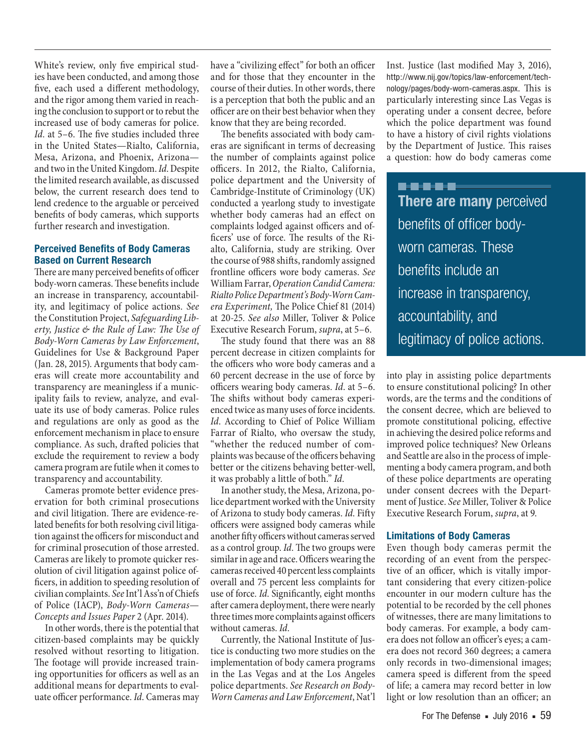White's review, only five empirical studies have been conducted, and among those five, each used a different methodology, and the rigor among them varied in reaching the conclusion to support or to rebut the increased use of body cameras for police. *Id.* at 5–6. The five studies included three in the United States—Rialto, California, Mesa, Arizona, and Phoenix, Arizona—and two in the United Kingdom. *Id.* Despite the limited research available, as discussed below, the current research does tend to lend credence to the arguable or perceived benefits of body cameras, which supports further research and investigation.

### Perceived Benefits of Body Cameras Based on Current Research

There are many perceived benefits of officer body-worn cameras. These benefits include an increase in transparency, accountability, and legitimacy of police actions. *See* the Constitution Project, *Safeguarding Liberty, Justice & the Rule of Law: The Use of Body-Worn Cameras by Law Enforcement*, Guidelines for Use & Background Paper (Jan. 28, 2015). Arguments that body cameras will create more accountability and transparency are meaningless if a municipality fails to review, analyze, and evaluate its use of body cameras. Police rules and regulations are only as good as the enforcement mechanism in place to ensure compliance. As such, drafted policies that exclude the requirement to review a body camera program are futile when it comes to transparency and accountability.

Cameras promote better evidence preservation for both criminal prosecutions and civil litigation. There are evidence-related benefits for both resolving civil litigation against the officers for misconduct and for criminal prosecution of those arrested. Cameras are likely to promote quicker resolution of civil litigation against police officers, in addition to speeding resolution of civilian complaints. *See* Int'l Ass'n of Chiefs of Police (IACP), *Body-Worn Cameras—Concepts and Issues Paper* 2 (Apr. 2014).

In other words, there is the potential that citizen-based complaints may be quickly resolved without resorting to litigation. The footage will provide increased training opportunities for officers as well as an additional means for departments to evaluate officer performance. *Id.* Cameras may have a "civilizing effect" for both an officer and for those that they encounter in the course of their duties. In other words, there is a perception that both the public and an officer are on their best behavior when they know that they are being recorded.

The benefits associated with body cameras are significant in terms of decreasing the number of complaints against police officers. In 2012, the Rialto, California, police department and the University of Cambridge-Institute of Criminology (UK) conducted a yearlong study to investigate whether body cameras had an effect on complaints lodged against officers and officers' use of force. The results of the Rialto, California, study are striking. Over the course of 988 shifts, randomly assigned frontline officers wore body cameras. *See* William Farrar, *Operation Candid Camera: Rialto Police Department's Body-Worn Camera Experiment,* The Police Chief 81 (2014) at 20-25. *See also* Miller, Toliver & Police Executive Research Forum, *supra*, at 5–6.

The study found that there was an 88 percent decrease in citizen complaints for the officers who wore body cameras and a 60 percent decrease in the use of force by officers wearing body cameras. *Id.* at 5–6. The shifts without body cameras experienced twice as many uses of force incidents. *Id.* According to Chief of Police William Farrar of Rialto, who oversaw the study, "whether the reduced number of complaints was because of the officers behaving better or the citizens behaving better-well, it was probably a little of both." *Id.*

In another study, the Mesa, Arizona, police department worked with the University of Arizona to study body cameras. *Id.* Fifty officers were assigned body cameras while another fifty officers without cameras served as a control group. *Id.* The two groups were similar in age and race. Officers wearing the cameras received 40 percent less complaints overall and 75 percent less complaints for use of force. *Id.* Significantly, eight months after camera deployment, there were nearly three times more complaints against officers without cameras. *Id.*

Currently, the National Institute of Justice is conducting two more studies on the implementation of body camera programs in the Las Vegas and at the Los Angeles police departments. *See Research on Body-Worn Cameras and Law Enforcement*, Nat'l Inst. Justice (last modified May 3, 2016), http://www.nij.gov/topics/law-enforcement/technology/pages/body-worn-cameras.aspx. This is particularly interesting since Las Vegas is operating under a consent decree, before which the police department was found to have a history of civil rights violations by the Department of Justice. This raises a question: how do body cameras come into play in assisting police departments to ensure constitutional policing? In other words, are the terms and the conditions of the consent decree, which are believed to promote constitutional policing, effective in achieving the desired police reforms and improved police techniques? New Orleans and Seattle are also in the process of implementing a body camera program, and both of these police departments are operating under consent decrees with the Department of Justice. *See* Miller, Toliver & Police Executive Research Forum, *supra*, at 9.

> **There are many** perceived benefits of officer body-worn cameras. These benefits include an increase in transparency, accountability, and legitimacy of police actions.

### Limitations of Body Cameras

Even though body cameras permit the recording of an event from the perspective of an officer, which is vitally important considering that every citizen-police encounter in our modern culture has the potential to be recorded by the cell phones of witnesses, there are many limitations to body cameras. For example, a body camera does not follow an officer's eyes; a camera does not record 360 degrees; a camera only records in two-dimensional images; camera speed is different from the speed of life; a camera may record better in low light or low resolution than an officer; an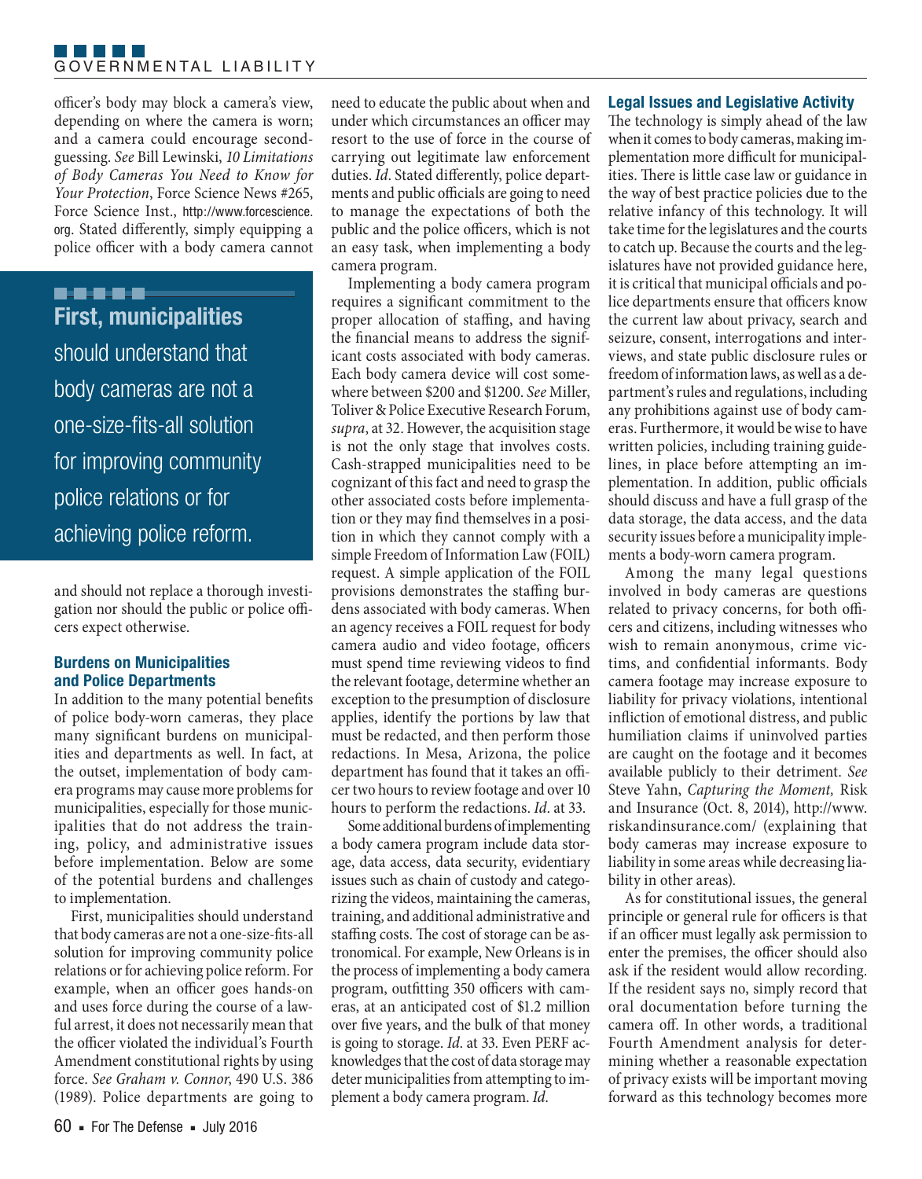officer's body may block a camera's view, depending on where the camera is worn; and a camera could encourage second-guessing. *See* Bill Lewinski, *10 Limitations of Body Cameras You Need to Know for Your Protection*, Force Science News #265, Force Science Inst., http://www.forcescience.org. Stated differently, simply equipping a police officer with a body camera cannot and should not replace a thorough investigation nor should the public or police officers expect otherwise.

> **First, municipalities** should understand that body cameras are not a one-size-fits-all solution for improving community police relations or for achieving police reform.

## Burdens on Municipalities and Police Departments

In addition to the many potential benefits of police body-worn cameras, they place many significant burdens on municipalities and departments as well. In fact, at the outset, implementation of body camera programs may cause more problems for municipalities, especially for those municipalities that do not address the training, policy, and administrative issues before implementation. Below are some of the potential burdens and challenges to implementation.

First, municipalities should understand that body cameras are not a one-size-fits-all solution for improving community police relations or for achieving police reform. For example, when an officer goes hands-on and uses force during the course of a lawful arrest, it does not necessarily mean that the officer violated the individual's Fourth Amendment constitutional rights by using force. *See Graham v. Connor*, 490 U.S. 386 (1989). Police departments are going to need to educate the public about when and under which circumstances an officer may resort to the use of force in the course of carrying out legitimate law enforcement duties. *Id*. Stated differently, police departments and public officials are going to need to manage the expectations of both the public and the police officers, which is not an easy task, when implementing a body camera program.

Implementing a body camera program requires a significant commitment to the proper allocation of staffing, and having the financial means to address the significant costs associated with body cameras. Each body camera device will cost somewhere between $200 and $1200. *See* Miller, Toliver & Police Executive Research Forum, *supra*, at 32. However, the acquisition stage is not the only stage that involves costs. Cash-strapped municipalities need to be cognizant of this fact and need to grasp the other associated costs before implementation or they may find themselves in a position in which they cannot comply with a simple Freedom of Information Law (FOIL) request. A simple application of the FOIL provisions demonstrates the staffing burdens associated with body cameras. When an agency receives a FOIL request for body camera audio and video footage, officers must spend time reviewing videos to find the relevant footage, determine whether an exception to the presumption of disclosure applies, identify the portions by law that must be redacted, and then perform those redactions. In Mesa, Arizona, the police department has found that it takes an officer two hours to review footage and over 10 hours to perform the redactions. *Id*. at 33.

Some additional burdens of implementing a body camera program include data storage, data access, data security, evidentiary issues such as chain of custody and categorizing the videos, maintaining the cameras, training, and additional administrative and staffing costs. The cost of storage can be astronomical. For example, New Orleans is in the process of implementing a body camera program, outfitting 350 officers with cameras, at an anticipated cost of $1.2 million over five years, and the bulk of that money is going to storage. *Id*. at 33. Even PERF acknowledges that the cost of data storage may deter municipalities from attempting to implement a body camera program. *Id*.

## Legal Issues and Legislative Activity

The technology is simply ahead of the law when it comes to body cameras, making implementation more difficult for municipalities. There is little case law or guidance in the way of best practice policies due to the relative infancy of this technology. It will take time for the legislatures and the courts to catch up. Because the courts and the legislatures have not provided guidance here, it is critical that municipal officials and police departments ensure that officers know the current law about privacy, search and seizure, consent, interrogations and interviews, and state public disclosure rules or freedom of information laws, as well as a department's rules and regulations, including any prohibitions against use of body cameras. Furthermore, it would be wise to have written policies, including training guidelines, in place before attempting an implementation. In addition, public officials should discuss and have a full grasp of the data storage, the data access, and the data security issues before a municipality implements a body-worn camera program.

Among the many legal questions involved in body cameras are questions related to privacy concerns, for both officers and citizens, including witnesses who wish to remain anonymous, crime victims, and confidential informants. Body camera footage may increase exposure to liability for privacy violations, intentional infliction of emotional distress, and public humiliation claims if uninvolved parties are caught on the footage and it becomes available publicly to their detriment. *See* Steve Yahn, *Capturing the Moment,* Risk and Insurance (Oct. 8, 2014), http://www.riskandinsurance.com/ (explaining that body cameras may increase exposure to liability in some areas while decreasing liability in other areas).

As for constitutional issues, the general principle or general rule for officers is that if an officer must legally ask permission to enter the premises, the officer should also ask if the resident would allow recording. If the resident says no, simply record that oral documentation before turning the camera off. In other words, a traditional Fourth Amendment analysis for determining whether a reasonable expectation of privacy exists will be important moving forward as this technology becomes more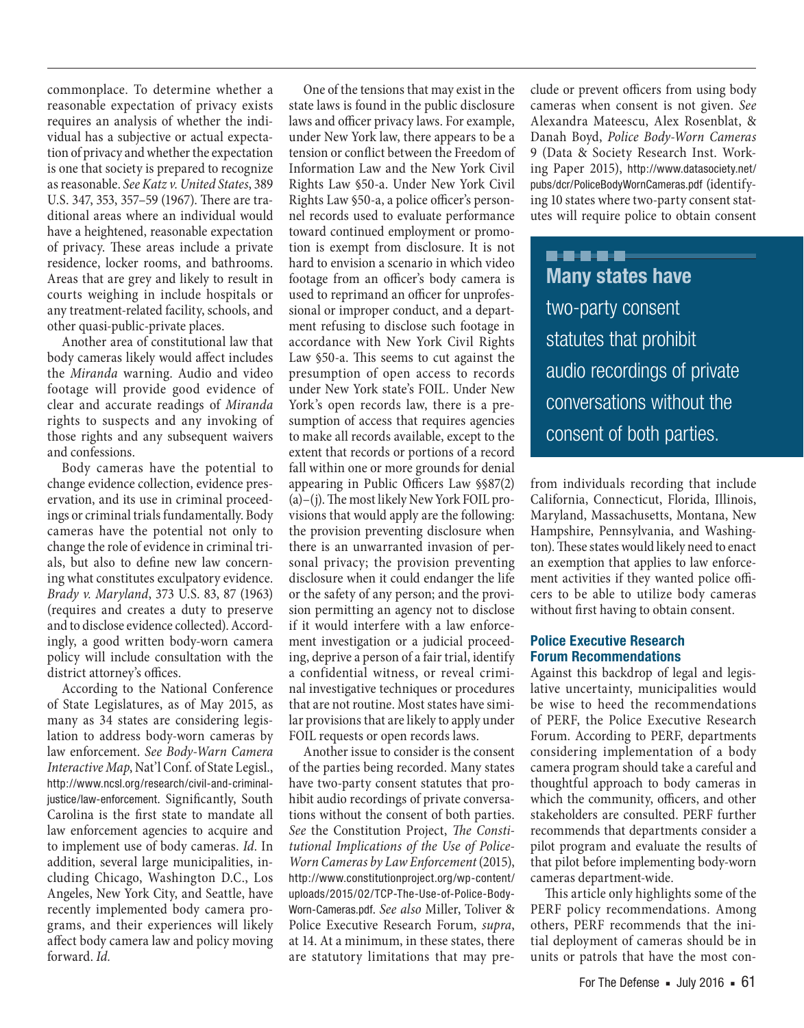commonplace. To determine whether a reasonable expectation of privacy exists requires an analysis of whether the individual has a subjective or actual expectation of privacy and whether the expectation is one that society is prepared to recognize as reasonable. *See Katz v. United States*, 389 U.S. 347, 353, 357–59 (1967). There are traditional areas where an individual would have a heightened, reasonable expectation of privacy. These areas include a private residence, locker rooms, and bathrooms. Areas that are grey and likely to result in courts weighing in include hospitals or any treatment-related facility, schools, and other quasi-public-private places.

Another area of constitutional law that body cameras likely would affect includes the *Miranda* warning. Audio and video footage will provide good evidence of clear and accurate readings of *Miranda* rights to suspects and any invoking of those rights and any subsequent waivers and confessions.

Body cameras have the potential to change evidence collection, evidence preservation, and its use in criminal proceedings or criminal trials fundamentally. Body cameras have the potential not only to change the role of evidence in criminal trials, but also to define new law concerning what constitutes exculpatory evidence. *Brady v. Maryland*, 373 U.S. 83, 87 (1963) (requires and creates a duty to preserve and to disclose evidence collected). Accordingly, a good written body-worn camera policy will include consultation with the district attorney's offices.

According to the National Conference of State Legislatures, as of May 2015, as many as 34 states are considering legislation to address body-worn cameras by law enforcement. *See Body-Warn Camera Interactive Map*, Nat'l Conf. of State Legisl., http://www.ncsl.org/research/civil-and-criminal-justice/law-enforcement. Significantly, South Carolina is the first state to mandate all law enforcement agencies to acquire and to implement use of body cameras. *Id*. In addition, several large municipalities, including Chicago, Washington D.C., Los Angeles, New York City, and Seattle, have recently implemented body camera programs, and their experiences will likely affect body camera law and policy moving forward. *Id.*

One of the tensions that may exist in the state laws is found in the public disclosure laws and officer privacy laws. For example, under New York law, there appears to be a tension or conflict between the Freedom of Information Law and the New York Civil Rights Law §50-a. Under New York Civil Rights Law §50-a, a police officer's personnel records used to evaluate performance toward continued employment or promotion is exempt from disclosure. It is not hard to envision a scenario in which video footage from an officer's body camera is used to reprimand an officer for unprofessional or improper conduct, and a department refusing to disclose such footage in accordance with New York Civil Rights Law §50-a. This seems to cut against the presumption of open access to records under New York state's FOIL. Under New York's open records law, there is a presumption of access that requires agencies to make all records available, except to the extent that records or portions of a record fall within one or more grounds for denial appearing in Public Officers Law §§87(2)(a)–(j). The most likely New York FOIL provisions that would apply are the following: the provision preventing disclosure when there is an unwarranted invasion of personal privacy; the provision preventing disclosure when it could endanger the life or the safety of any person; and the provision permitting an agency not to disclose if it would interfere with a law enforcement investigation or a judicial proceeding, deprive a person of a fair trial, identify a confidential witness, or reveal criminal investigative techniques or procedures that are not routine. Most states have similar provisions that are likely to apply under FOIL requests or open records laws.

Another issue to consider is the consent of the parties being recorded. Many states have two-party consent statutes that prohibit audio recordings of private conversations without the consent of both parties. *See* the Constitution Project, *The Constitutional Implications of the Use of Police-Worn Cameras by Law Enforcement* (2015), http://www.constitutionproject.org/wp-content/uploads/2015/02/TCP-The-Use-of-Police-Body-Worn-Cameras.pdf. *See also* Miller, Toliver & Police Executive Research Forum, *supra*, at 14. At a minimum, in these states, there are statutory limitations that may preclude or prevent officers from using body cameras when consent is not given. *See* Alexandra Mateescu, Alex Rosenblat, & Danah Boyd, *Police Body-Worn Cameras* 9 (Data & Society Research Inst. Working Paper 2015), http://www.datasociety.net/pubs/dcr/PoliceBodyWornCameras.pdf (identifying 10 states where two-party consent statutes will require police to obtain consent from individuals recording that include California, Connecticut, Florida, Illinois, Maryland, Massachusetts, Montana, New Hampshire, Pennsylvania, and Washington). These states would likely need to enact an exemption that applies to law enforcement activities if they wanted police officers to be able to utilize body cameras without first having to obtain consent.

> **Many states have** two-party consent statutes that prohibit audio recordings of private conversations without the consent of both parties.

### Police Executive Research Forum Recommendations

Against this backdrop of legal and legislative uncertainty, municipalities would be wise to heed the recommendations of PERF, the Police Executive Research Forum. According to PERF, departments considering implementation of a body camera program should take a careful and thoughtful approach to body cameras in which the community, officers, and other stakeholders are consulted. PERF further recommends that departments consider a pilot program and evaluate the results of that pilot before implementing body-worn cameras department-wide.

This article only highlights some of the PERF policy recommendations. Among others, PERF recommends that the initial deployment of cameras should be in units or patrols that have the most con-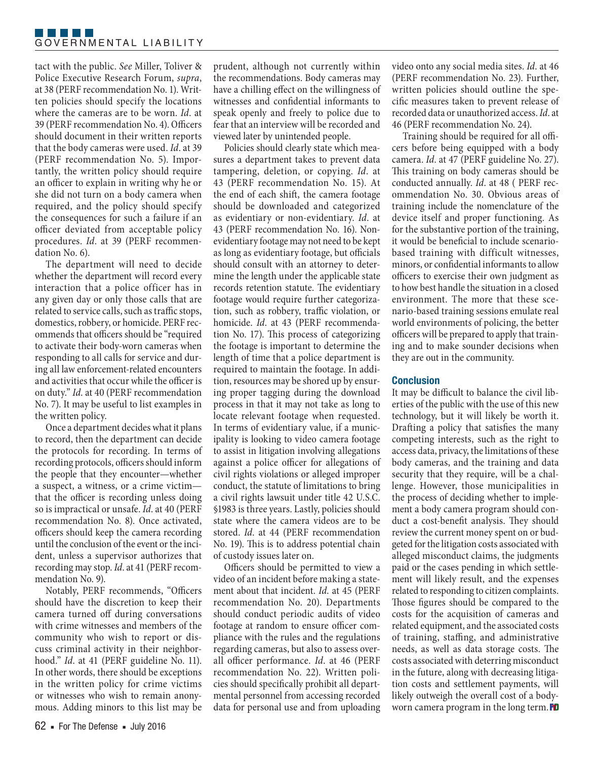tact with the public. *See* Miller, Toliver & Police Executive Research Forum, *supra*, at 38 (PERF recommendation No. 1). Written policies should specify the locations where the cameras are to be worn. *Id*. at 39 (PERF recommendation No. 4). Officers should document in their written reports that the body cameras were used. *Id*. at 39 (PERF recommendation No. 5). Importantly, the written policy should require an officer to explain in writing why he or she did not turn on a body camera when required, and the policy should specify the consequences for such a failure if an officer deviated from acceptable policy procedures. *Id*. at 39 (PERF recommendation No. 6).

The department will need to decide whether the department will record every interaction that a police officer has in any given day or only those calls that are related to service calls, such as traffic stops, domestics, robbery, or homicide. PERF recommends that officers should be "required to activate their body-worn cameras when responding to all calls for service and during all law enforcement-related encounters and activities that occur while the officer is on duty." *Id*. at 40 (PERF recommendation No. 7). It may be useful to list examples in the written policy.

Once a department decides what it plans to record, then the department can decide the protocols for recording. In terms of recording protocols, officers should inform the people that they encounter—whether a suspect, a witness, or a crime victim—that the officer is recording unless doing so is impractical or unsafe. *Id*. at 40 (PERF recommendation No. 8). Once activated, officers should keep the camera recording until the conclusion of the event or the incident, unless a supervisor authorizes that recording may stop. *Id*. at 41 (PERF recommendation No. 9).

Notably, PERF recommends, "Officers should have the discretion to keep their camera turned off during conversations with crime witnesses and members of the community who wish to report or discuss criminal activity in their neighborhood." *Id*. at 41 (PERF guideline No. 11). In other words, there should be exceptions in the written policy for crime victims or witnesses who wish to remain anonymous. Adding minors to this list may be prudent, although not currently within the recommendations. Body cameras may have a chilling effect on the willingness of witnesses and confidential informants to speak openly and freely to police due to fear that an interview will be recorded and viewed later by unintended people.

Policies should clearly state which measures a department takes to prevent data tampering, deletion, or copying. *Id*. at 43 (PERF recommendation No. 15). At the end of each shift, the camera footage should be downloaded and categorized as evidentiary or non-evidentiary. *Id*. at 43 (PERF recommendation No. 16). Non-evidentiary footage may not need to be kept as long as evidentiary footage, but officials should consult with an attorney to determine the length under the applicable state records retention statute. The evidentiary footage would require further categorization, such as robbery, traffic violation, or homicide. *Id*. at 43 (PERF recommendation No. 17). This process of categorizing the footage is important to determine the length of time that a police department is required to maintain the footage. In addition, resources may be shored up by ensuring proper tagging during the download process in that it may not take as long to locate relevant footage when requested. In terms of evidentiary value, if a municipality is looking to video camera footage to assist in litigation involving allegations against a police officer for allegations of civil rights violations or alleged improper conduct, the statute of limitations to bring a civil rights lawsuit under title 42 U.S.C. §1983 is three years. Lastly, policies should state where the camera videos are to be stored. *Id*. at 44 (PERF recommendation No. 19). This is to address potential chain of custody issues later on.

Officers should be permitted to view a video of an incident before making a statement about that incident. *Id*. at 45 (PERF recommendation No. 20). Departments should conduct periodic audits of video footage at random to ensure officer compliance with the rules and the regulations regarding cameras, but also to assess overall officer performance. *Id*. at 46 (PERF recommendation No. 22). Written policies should specifically prohibit all departmental personnel from accessing recorded data for personal use and from uploading video onto any social media sites. *Id*. at 46 (PERF recommendation No. 23). Further, written policies should outline the specific measures taken to prevent release of recorded data or unauthorized access. *Id*. at 46 (PERF recommendation No. 24).

Training should be required for all officers before being equipped with a body camera. *Id*. at 47 (PERF guideline No. 27). This training on body cameras should be conducted annually. *Id*. at 48 ( PERF recommendation No. 30. Obvious areas of training include the nomenclature of the device itself and proper functioning. As for the substantive portion of the training, it would be beneficial to include scenario-based training with difficult witnesses, minors, or confidential informants to allow officers to exercise their own judgment as to how best handle the situation in a closed environment. The more that these scenario-based training sessions emulate real world environments of policing, the better officers will be prepared to apply that training and to make sounder decisions when they are out in the community.

## Conclusion

It may be difficult to balance the civil liberties of the public with the use of this new technology, but it will likely be worth it. Drafting a policy that satisfies the many competing interests, such as the right to access data, privacy, the limitations of these body cameras, and the training and data security that they require, will be a challenge. However, those municipalities in the process of deciding whether to implement a body camera program should conduct a cost-benefit analysis. They should review the current money spent on or budgeted for the litigation costs associated with alleged misconduct claims, the judgments paid or the cases pending in which settlement will likely result, and the expenses related to responding to citizen complaints. Those figures should be compared to the costs for the acquisition of cameras and related equipment, and the associated costs of training, staffing, and administrative needs, as well as data storage costs. The costs associated with deterring misconduct in the future, along with decreasing litigation costs and settlement payments, will likely outweigh the overall cost of a body-worn camera program in the long term.